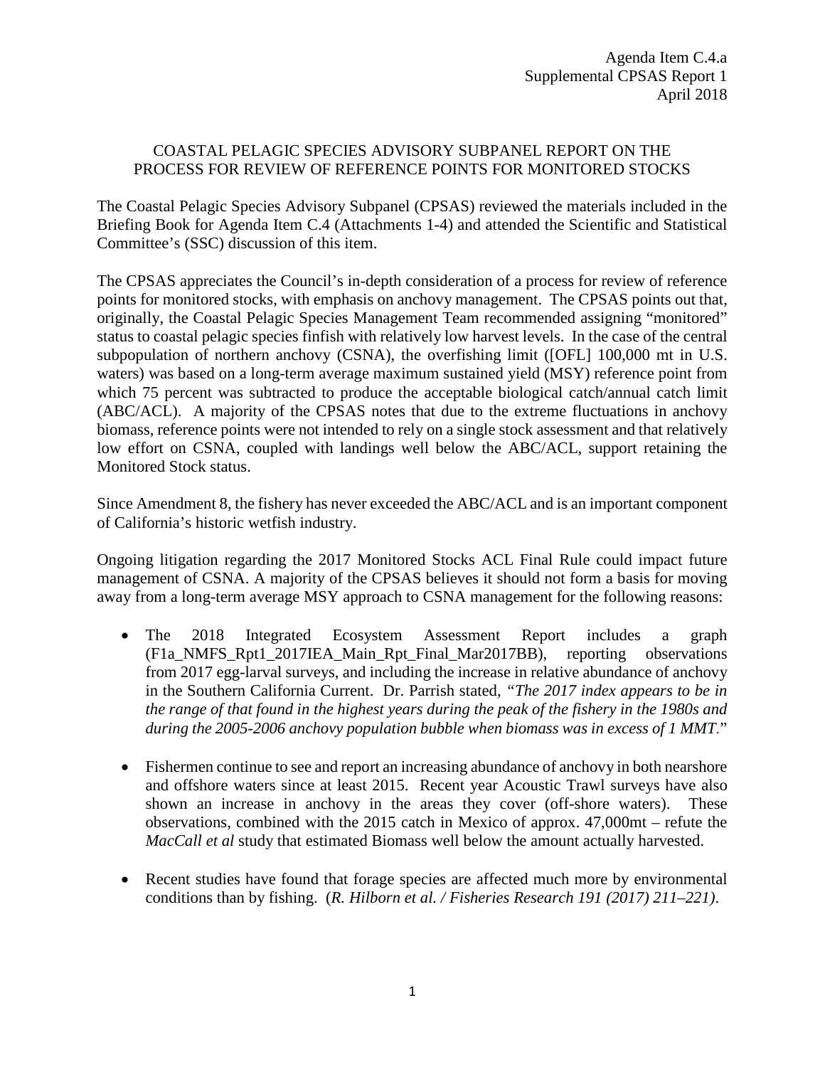Agenda Item C.4.a
Supplemental CPSAS Report 1
April 2018

# COASTAL PELAGIC SPECIES ADVISORY SUBPANEL REPORT ON THE PROCESS FOR REVIEW OF REFERENCE POINTS FOR MONITORED STOCKS

The Coastal Pelagic Species Advisory Subpanel (CPSAS) reviewed the materials included in the Briefing Book for Agenda Item C.4 (Attachments 1-4) and attended the Scientific and Statistical Committee's (SSC) discussion of this item.

The CPSAS appreciates the Council's in-depth consideration of a process for review of reference points for monitored stocks, with emphasis on anchovy management. The CPSAS points out that, originally, the Coastal Pelagic Species Management Team recommended assigning "monitored" status to coastal pelagic species finfish with relatively low harvest levels. In the case of the central subpopulation of northern anchovy (CSNA), the overfishing limit ([OFL] 100,000 mt in U.S. waters) was based on a long-term average maximum sustained yield (MSY) reference point from which 75 percent was subtracted to produce the acceptable biological catch/annual catch limit (ABC/ACL). A majority of the CPSAS notes that due to the extreme fluctuations in anchovy biomass, reference points were not intended to rely on a single stock assessment and that relatively low effort on CSNA, coupled with landings well below the ABC/ACL, support retaining the Monitored Stock status.

Since Amendment 8, the fishery has never exceeded the ABC/ACL and is an important component of California's historic wetfish industry.

Ongoing litigation regarding the 2017 Monitored Stocks ACL Final Rule could impact future management of CSNA. A majority of the CPSAS believes it should not form a basis for moving away from a long-term average MSY approach to CSNA management for the following reasons:

- The 2018 Integrated Ecosystem Assessment Report includes a graph (F1a_NMFS_Rpt1_2017IEA_Main_Rpt_Final_Mar2017BB), reporting observations from 2017 egg-larval surveys, and including the increase in relative abundance of anchovy in the Southern California Current. Dr. Parrish stated, "*The 2017 index appears to be in the range of that found in the highest years during the peak of the fishery in the 1980s and during the 2005-2006 anchovy population bubble when biomass was in excess of 1 MMT.*"

- Fishermen continue to see and report an increasing abundance of anchovy in both nearshore and offshore waters since at least 2015. Recent year Acoustic Trawl surveys have also shown an increase in anchovy in the areas they cover (off-shore waters). These observations, combined with the 2015 catch in Mexico of approx. 47,000mt – refute the *MacCall et al* study that estimated Biomass well below the amount actually harvested.

- Recent studies have found that forage species are affected much more by environmental conditions than by fishing. (*R. Hilborn et al. / Fisheries Research 191 (2017) 211–221)*.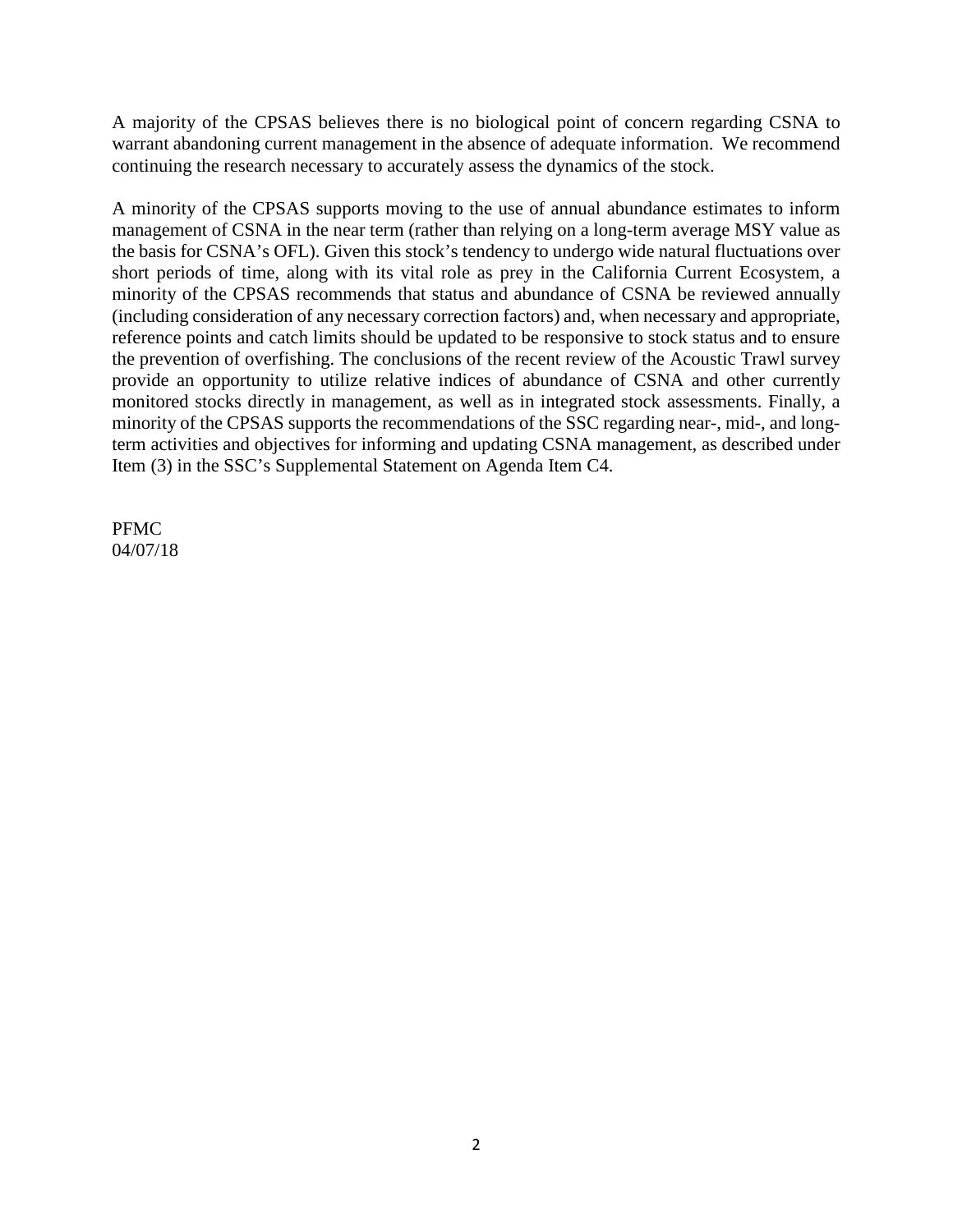A majority of the CPSAS believes there is no biological point of concern regarding CSNA to warrant abandoning current management in the absence of adequate information. We recommend continuing the research necessary to accurately assess the dynamics of the stock.

A minority of the CPSAS supports moving to the use of annual abundance estimates to inform management of CSNA in the near term (rather than relying on a long-term average MSY value as the basis for CSNA's OFL). Given this stock's tendency to undergo wide natural fluctuations over short periods of time, along with its vital role as prey in the California Current Ecosystem, a minority of the CPSAS recommends that status and abundance of CSNA be reviewed annually (including consideration of any necessary correction factors) and, when necessary and appropriate, reference points and catch limits should be updated to be responsive to stock status and to ensure the prevention of overfishing. The conclusions of the recent review of the Acoustic Trawl survey provide an opportunity to utilize relative indices of abundance of CSNA and other currently monitored stocks directly in management, as well as in integrated stock assessments. Finally, a minority of the CPSAS supports the recommendations of the SSC regarding near-, mid-, and long-term activities and objectives for informing and updating CSNA management, as described under Item (3) in the SSC's Supplemental Statement on Agenda Item C4.

PFMC
04/07/18